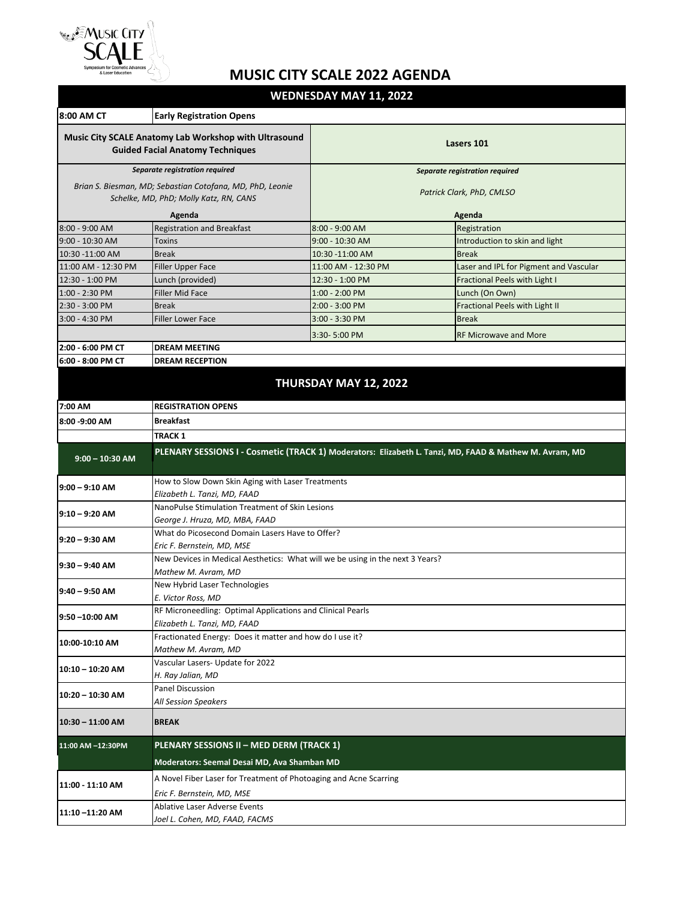# MUSIC CITY SCALE 2022 AGENDA

## WEDNESDAY MAY 11, 2022

| 8:00 AM CT | Early Registration Opens |
|---|---|

| Music City SCALE Anatomy Lab Workshop with Ultrasound Guided Facial Anatomy Techniques | | Lasers 101 | |
|---|---|---|---|
| *Separate registration required* | | *Separate registration required* | |
| *Brian S. Biesman, MD; Sebastian Cotofana, MD, PhD, Leonie Schelke, MD, PhD; Molly Katz, RN, CANS* | | *Patrick Clark, PhD, CMLSO* | |
| **Agenda** | | **Agenda** | |
| 8:00 - 9:00 AM | Registration and Breakfast | 8:00 - 9:00 AM | Registration |
| 9:00 - 10:30 AM | Toxins | 9:00 - 10:30 AM | Introduction to skin and light |
| 10:30 -11:00 AM | Break | 10:30 -11:00 AM | Break |
| 11:00 AM - 12:30 PM | Filler Upper Face | 11:00 AM - 12:30 PM | Laser and IPL for Pigment and Vascular |
| 12:30 - 1:00 PM | Lunch (provided) | 12:30 - 1:00 PM | Fractional Peels with Light I |
| 1:00 - 2:30 PM | Filler Mid Face | 1:00 - 2:00 PM | Lunch (On Own) |
| 2:30 - 3:00 PM | Break | 2:00 - 3:00 PM | Fractional Peels with Light II |
| 3:00 - 4:30 PM | Filler Lower Face | 3:00 - 3:30 PM | Break |
| | | 3:30- 5:00 PM | RF Microwave and More |

| 2:00 - 6:00 PM CT | DREAM MEETING |
|---|---|
| 6:00 - 8:00 PM CT | DREAM RECEPTION |

## THURSDAY MAY 12, 2022

| Time | Session |
|---|---|
| **7:00 AM** | **REGISTRATION OPENS** |
| **8:00 -9:00 AM** | **Breakfast** |
| | **TRACK 1** |
| **9:00 – 10:30 AM** | **PLENARY SESSIONS I - Cosmetic (TRACK 1) Moderators: Elizabeth L. Tanzi, MD, FAAD & Mathew M. Avram, MD** |
| **9:00 – 9:10 AM** | How to Slow Down Skin Aging with Laser Treatments<br>*Elizabeth L. Tanzi, MD, FAAD* |
| **9:10 – 9:20 AM** | NanoPulse Stimulation Treatment of Skin Lesions<br>*George J. Hruza, MD, MBA, FAAD* |
| **9:20 – 9:30 AM** | What do Picosecond Domain Lasers Have to Offer?<br>*Eric F. Bernstein, MD, MSE* |
| **9:30 – 9:40 AM** | New Devices in Medical Aesthetics: What will we be using in the next 3 Years?<br>*Mathew M. Avram, MD* |
| **9:40 – 9:50 AM** | New Hybrid Laser Technologies<br>*E. Victor Ross, MD* |
| **9:50 –10:00 AM** | RF Microneedling: Optimal Applications and Clinical Pearls<br>*Elizabeth L. Tanzi, MD, FAAD* |
| **10:00-10:10 AM** | Fractionated Energy: Does it matter and how do I use it?<br>*Mathew M. Avram, MD* |
| **10:10 – 10:20 AM** | Vascular Lasers- Update for 2022<br>*H. Ray Jalian, MD* |
| **10:20 – 10:30 AM** | Panel Discussion<br>*All Session Speakers* |
| **10:30 – 11:00 AM** | **BREAK** |
| **11:00 AM –12:30PM** | **PLENARY SESSIONS II – MED DERM (TRACK 1)**<br>**Moderators: Seemal Desai MD, Ava Shamban MD** |
| **11:00 - 11:10 AM** | A Novel Fiber Laser for Treatment of Photoaging and Acne Scarring<br>*Eric F. Bernstein, MD, MSE* |
| **11:10 –11:20 AM** | Ablative Laser Adverse Events<br>*Joel L. Cohen, MD, FAAD, FACMS* |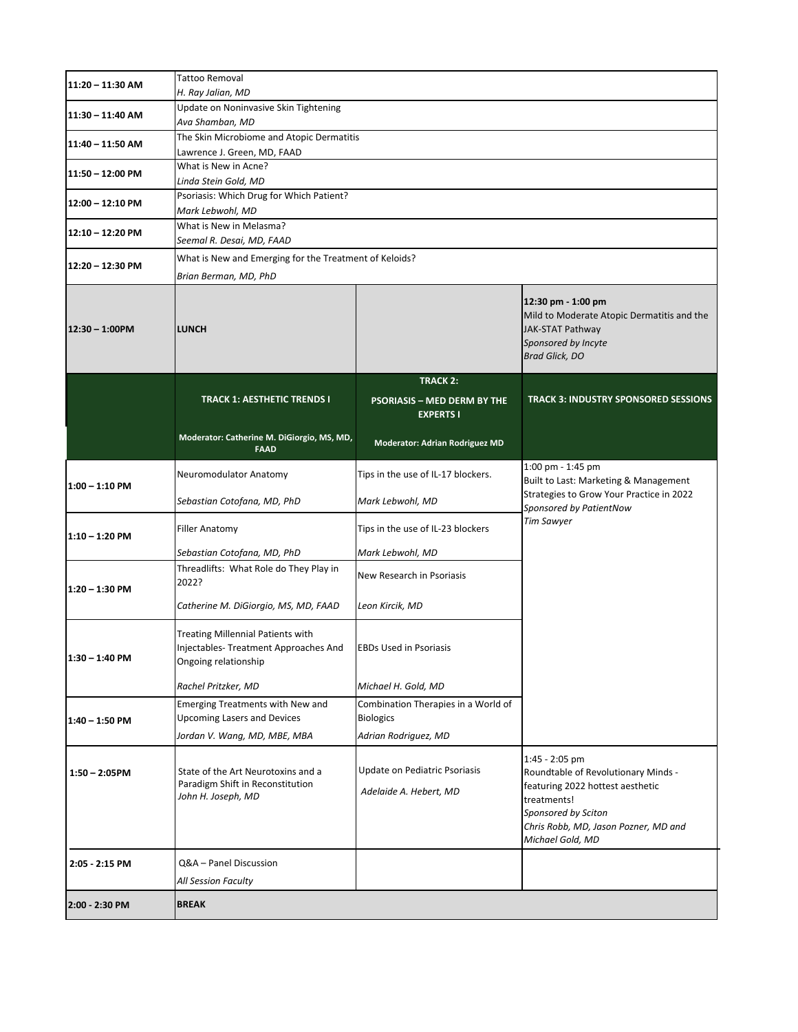| | | | |
|---|---|---|---|
| **11:20 – 11:30 AM** | Tattoo Removal<br>*H. Ray Jalian, MD* | | |
| **11:30 – 11:40 AM** | Update on Noninvasive Skin Tightening<br>*Ava Shamban, MD* | | |
| **11:40 – 11:50 AM** | The Skin Microbiome and Atopic Dermatitis<br>Lawrence J. Green, MD, FAAD | | |
| **11:50 – 12:00 PM** | What is New in Acne?<br>*Linda Stein Gold, MD* | | |
| **12:00 – 12:10 PM** | Psoriasis: Which Drug for Which Patient?<br>*Mark Lebwohl, MD* | | |
| **12:10 – 12:20 PM** | What is New in Melasma?<br>*Seemal R. Desai, MD, FAAD* | | |
| **12:20 – 12:30 PM** | What is New and Emerging for the Treatment of Keloids?<br>*Brian Berman, MD, PhD* | | |
| **12:30 – 1:00PM** | **LUNCH** | | **12:30 pm - 1:00 pm**<br>Mild to Moderate Atopic Dermatitis and the JAK-STAT Pathway<br>*Sponsored by Incyte*<br>*Brad Glick, DO* |
| | **TRACK 1: AESTHETIC TRENDS I**<br><br>**Moderator: Catherine M. DiGiorgio, MS, MD, FAAD** | **TRACK 2:**<br>**PSORIASIS – MED DERM BY THE EXPERTS I**<br><br>**Moderator: Adrian Rodriguez MD** | **TRACK 3: INDUSTRY SPONSORED SESSIONS** |
| **1:00 – 1:10 PM** | Neuromodulator Anatomy<br>*Sebastian Cotofana, MD, PhD* | Tips in the use of IL-17 blockers.<br>*Mark Lebwohl, MD* | 1:00 pm - 1:45 pm<br>Built to Last: Marketing & Management Strategies to Grow Your Practice in 2022<br>*Sponsored by PatientNow*<br>*Tim Sawyer* |
| **1:10 – 1:20 PM** | Filler Anatomy<br>*Sebastian Cotofana, MD, PhD* | Tips in the use of IL-23 blockers<br>*Mark Lebwohl, MD* | |
| **1:20 – 1:30 PM** | Threadlifts: What Role do They Play in 2022?<br>*Catherine M. DiGiorgio, MS, MD, FAAD* | New Research in Psoriasis<br>*Leon Kircik, MD* | |
| **1:30 – 1:40 PM** | Treating Millennial Patients with Injectables- Treatment Approaches And Ongoing relationship<br>*Rachel Pritzker, MD* | EBDs Used in Psoriasis<br>*Michael H. Gold, MD* | |
| **1:40 – 1:50 PM** | Emerging Treatments with New and Upcoming Lasers and Devices<br>*Jordan V. Wang, MD, MBE, MBA* | Combination Therapies in a World of Biologics<br>*Adrian Rodriguez, MD* | |
| **1:50 – 2:05PM** | State of the Art Neurotoxins and a Paradigm Shift in Reconstitution<br>*John H. Joseph, MD* | Update on Pediatric Psoriasis<br>*Adelaide A. Hebert, MD* | 1:45 - 2:05 pm<br>Roundtable of Revolutionary Minds - featuring 2022 hottest aesthetic treatments!<br>*Sponsored by Sciton*<br>*Chris Robb, MD, Jason Pozner, MD and Michael Gold, MD* |
| **2:05 - 2:15 PM** | Q&A – Panel Discussion<br>*All Session Faculty* | | |
| **2:00 - 2:30 PM** | **BREAK** | | |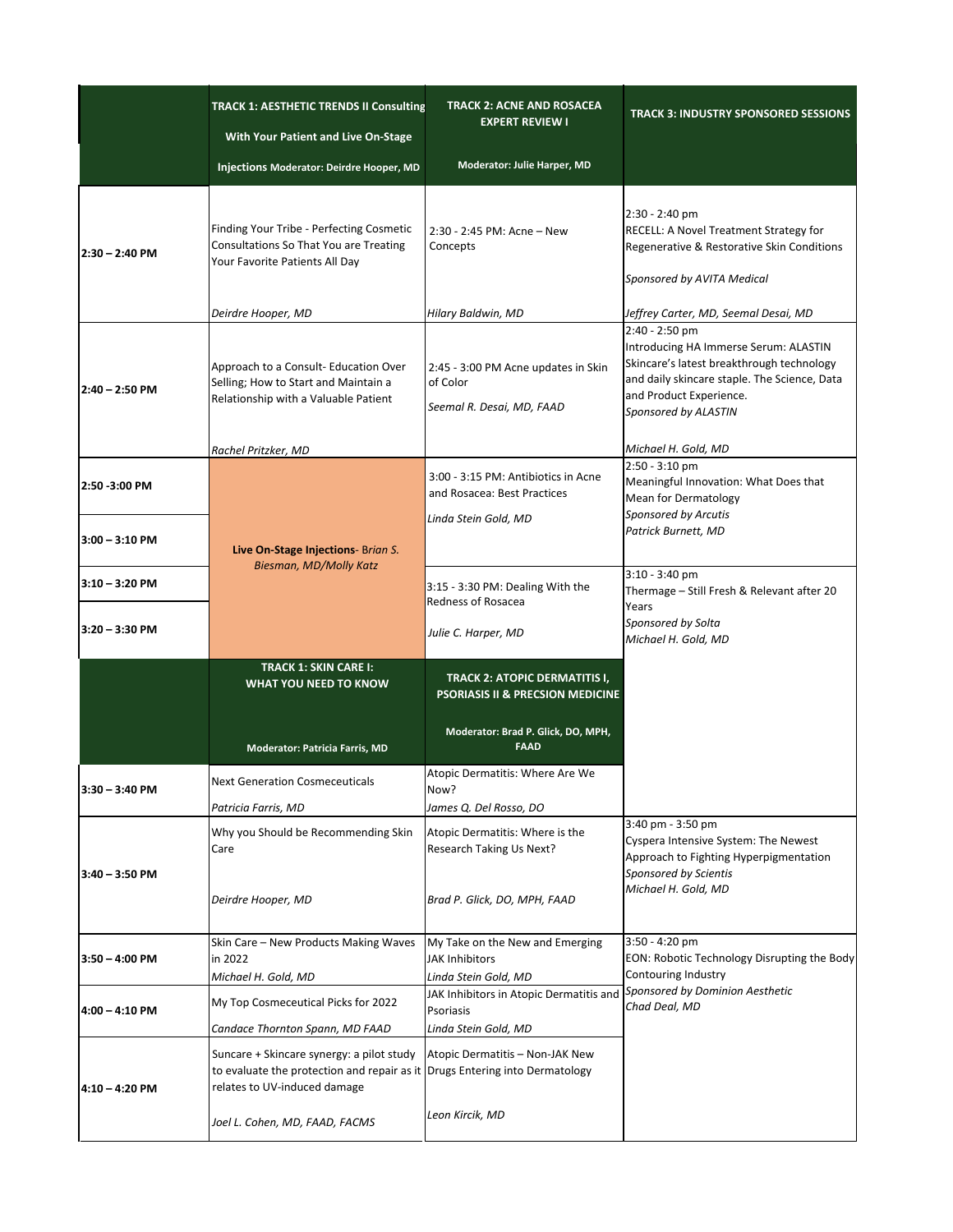| | TRACK 1: AESTHETIC TRENDS II Consulting With Your Patient and Live On-Stage Injections Moderator: Deirdre Hooper, MD | TRACK 2: ACNE AND ROSACEA EXPERT REVIEW I Moderator: Julie Harper, MD | TRACK 3: INDUSTRY SPONSORED SESSIONS |
|---|---|---|---|
| **2:30 – 2:40 PM** | Finding Your Tribe - Perfecting Cosmetic Consultations So That You are Treating Your Favorite Patients All Day *Deirdre Hooper, MD* | 2:30 - 2:45 PM: Acne – New Concepts *Hilary Baldwin, MD* | 2:30 - 2:40 pm RECELL: A Novel Treatment Strategy for Regenerative & Restorative Skin Conditions *Sponsored by AVITA Medical* *Jeffrey Carter, MD, Seemal Desai, MD* |
| **2:40 – 2:50 PM** | Approach to a Consult- Education Over Selling; How to Start and Maintain a Relationship with a Valuable Patient *Rachel Pritzker, MD* | 2:45 - 3:00 PM Acne updates in Skin of Color *Seemal R. Desai, MD, FAAD* | 2:40 - 2:50 pm Introducing HA Immerse Serum: ALASTIN Skincare's latest breakthrough technology and daily skincare staple. The Science, Data and Product Experience. *Sponsored by ALASTIN* *Michael H. Gold, MD* |
| **2:50 -3:00 PM** | **Live On-Stage Injections**- *Brian S. Biesman, MD/Molly Katz* | 3:00 - 3:15 PM: Antibiotics in Acne and Rosacea: Best Practices *Linda Stein Gold, MD* | 2:50 - 3:10 pm Meaningful Innovation: What Does that Mean for Dermatology *Sponsored by Arcutis* *Patrick Burnett, MD* |
| **3:00 – 3:10 PM** | | | |
| **3:10 – 3:20 PM** | | 3:15 - 3:30 PM: Dealing With the Redness of Rosacea *Julie C. Harper, MD* | 3:10 - 3:40 pm Thermage – Still Fresh & Relevant after 20 Years *Sponsored by Solta* *Michael H. Gold, MD* |
| **3:20 – 3:30 PM** | | | |
| | **TRACK 1: SKIN CARE I: WHAT YOU NEED TO KNOW** Moderator: Patricia Farris, MD | **TRACK 2: ATOPIC DERMATITIS I, PSORIASIS II & PRECSION MEDICINE** Moderator: Brad P. Glick, DO, MPH, FAAD | |
| **3:30 – 3:40 PM** | Next Generation Cosmeceuticals *Patricia Farris, MD* | Atopic Dermatitis: Where Are We Now? *James Q. Del Rosso, DO* | |
| **3:40 – 3:50 PM** | Why you Should be Recommending Skin Care *Deirdre Hooper, MD* | Atopic Dermatitis: Where is the Research Taking Us Next? *Brad P. Glick, DO, MPH, FAAD* | 3:40 pm - 3:50 pm Cyspera Intensive System: The Newest Approach to Fighting Hyperpigmentation *Sponsored by Scientis* *Michael H. Gold, MD* |
| **3:50 – 4:00 PM** | Skin Care – New Products Making Waves in 2022 *Michael H. Gold, MD* | My Take on the New and Emerging JAK Inhibitors *Linda Stein Gold, MD* | 3:50 - 4:20 pm EON: Robotic Technology Disrupting the Body Contouring Industry *Sponsored by Dominion Aesthetic* *Chad Deal, MD* |
| **4:00 – 4:10 PM** | My Top Cosmeceutical Picks for 2022 *Candace Thornton Spann, MD FAAD* | JAK Inhibitors in Atopic Dermatitis and Psoriasis *Linda Stein Gold, MD* | |
| **4:10 – 4:20 PM** | Suncare + Skincare synergy: a pilot study to evaluate the protection and repair as it relates to UV-induced damage *Joel L. Cohen, MD, FAAD, FACMS* | Atopic Dermatitis – Non-JAK New Drugs Entering into Dermatology *Leon Kircik, MD* | |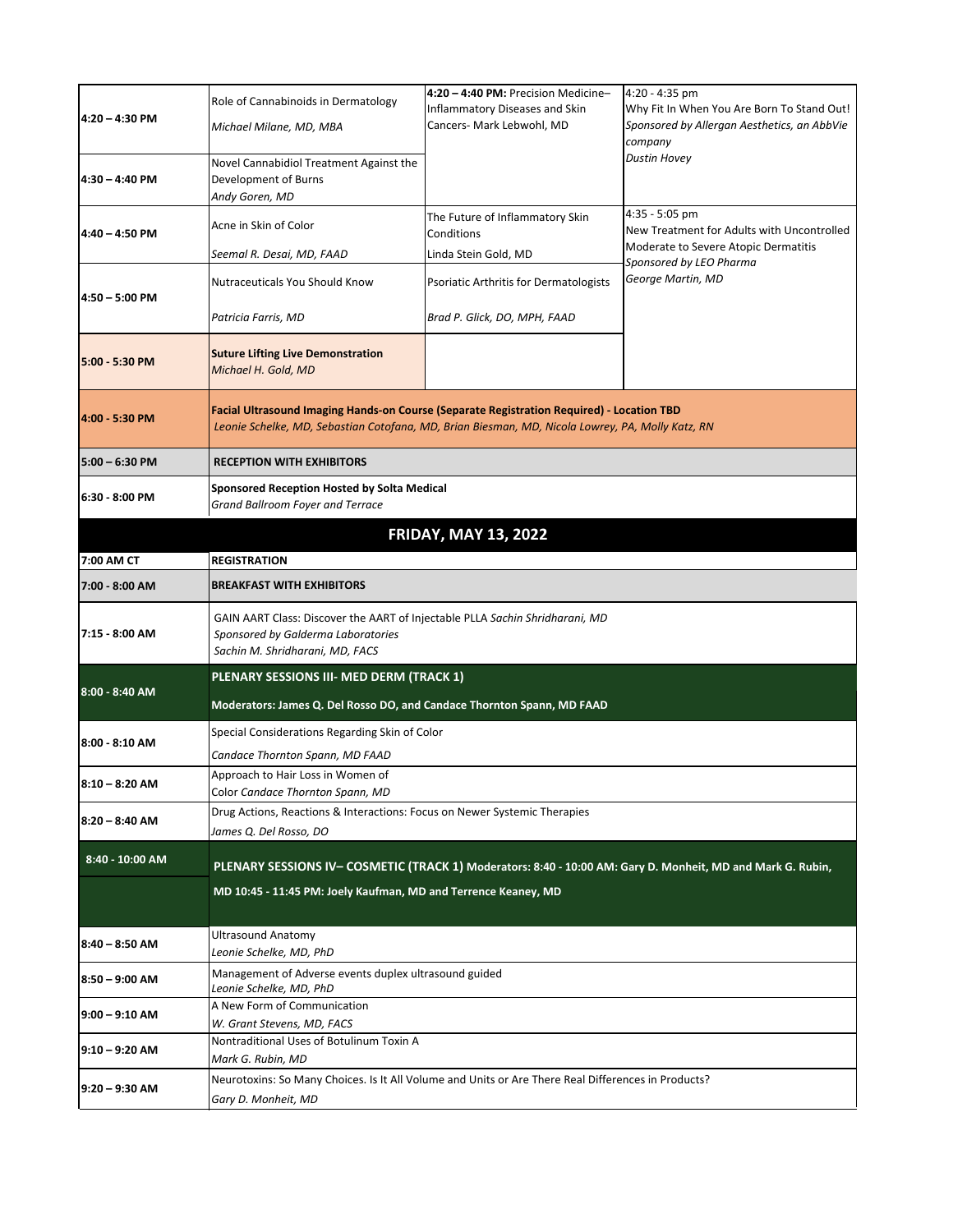| | | | |
|---|---|---|---|
| 4:20 – 4:30 PM | Role of Cannabinoids in Dermatology<br>*Michael Milane, MD, MBA* | **4:20 – 4:40 PM:** Precision Medicine–Inflammatory Diseases and Skin Cancers- Mark Lebwohl, MD | 4:20 - 4:35 pm<br>Why Fit In When You Are Born To Stand Out!<br>*Sponsored by Allergan Aesthetics, an AbbVie company*<br>*Dustin Hovey* |
| 4:30 – 4:40 PM | Novel Cannabidiol Treatment Against the Development of Burns<br>*Andy Goren, MD* | | |
| 4:40 – 4:50 PM | Acne in Skin of Color<br>*Seemal R. Desai, MD, FAAD* | The Future of Inflammatory Skin Conditions<br>Linda Stein Gold, MD | 4:35 - 5:05 pm<br>New Treatment for Adults with Uncontrolled Moderate to Severe Atopic Dermatitis<br>*Sponsored by LEO Pharma*<br>*George Martin, MD* |
| 4:50 – 5:00 PM | Nutraceuticals You Should Know<br>*Patricia Farris, MD* | Psoriatic Arthritis for Dermatologists<br>*Brad P. Glick, DO, MPH, FAAD* | |
| 5:00 - 5:30 PM | **Suture Lifting Live Demonstration**<br>*Michael H. Gold, MD* | | |
| 4:00 - 5:30 PM | **Facial Ultrasound Imaging Hands-on Course (Separate Registration Required) - Location TBD**<br>*Leonie Schelke, MD, Sebastian Cotofana, MD, Brian Biesman, MD, Nicola Lowrey, PA, Molly Katz, RN* | | |
| 5:00 – 6:30 PM | **RECEPTION WITH EXHIBITORS** | | |
| 6:30 - 8:00 PM | **Sponsored Reception Hosted by Solta Medical**<br>*Grand Ballroom Foyer and Terrace* | | |

## FRIDAY, MAY 13, 2022

| | |
|---|---|
| 7:00 AM CT | **REGISTRATION** |
| 7:00 - 8:00 AM | **BREAKFAST WITH EXHIBITORS** |
| 7:15 - 8:00 AM | GAIN AART Class: Discover the AART of Injectable PLLA *Sachin Shridharani, MD*<br>*Sponsored by Galderma Laboratories*<br>*Sachin M. Shridharani, MD, FACS* |
| 8:00 - 8:40 AM | **PLENARY SESSIONS III- MED DERM (TRACK 1)**<br>**Moderators: James Q. Del Rosso DO, and Candace Thornton Spann, MD FAAD** |
| 8:00 - 8:10 AM | Special Considerations Regarding Skin of Color<br>*Candace Thornton Spann, MD FAAD* |
| 8:10 – 8:20 AM | Approach to Hair Loss in Women of Color *Candace Thornton Spann, MD* |
| 8:20 – 8:40 AM | Drug Actions, Reactions & Interactions: Focus on Newer Systemic Therapies<br>*James Q. Del Rosso, DO* |
| 8:40 - 10:00 AM | **PLENARY SESSIONS IV– COSMETIC (TRACK 1) Moderators: 8:40 - 10:00 AM: Gary D. Monheit, MD and Mark G. Rubin, MD 10:45 - 11:45 PM: Joely Kaufman, MD and Terrence Keaney, MD** |
| 8:40 – 8:50 AM | Ultrasound Anatomy<br>*Leonie Schelke, MD, PhD* |
| 8:50 – 9:00 AM | Management of Adverse events duplex ultrasound guided<br>*Leonie Schelke, MD, PhD* |
| 9:00 – 9:10 AM | A New Form of Communication<br>*W. Grant Stevens, MD, FACS* |
| 9:10 – 9:20 AM | Nontraditional Uses of Botulinum Toxin A<br>*Mark G. Rubin, MD* |
| 9:20 – 9:30 AM | Neurotoxins: So Many Choices. Is It All Volume and Units or Are There Real Differences in Products?<br>*Gary D. Monheit, MD* |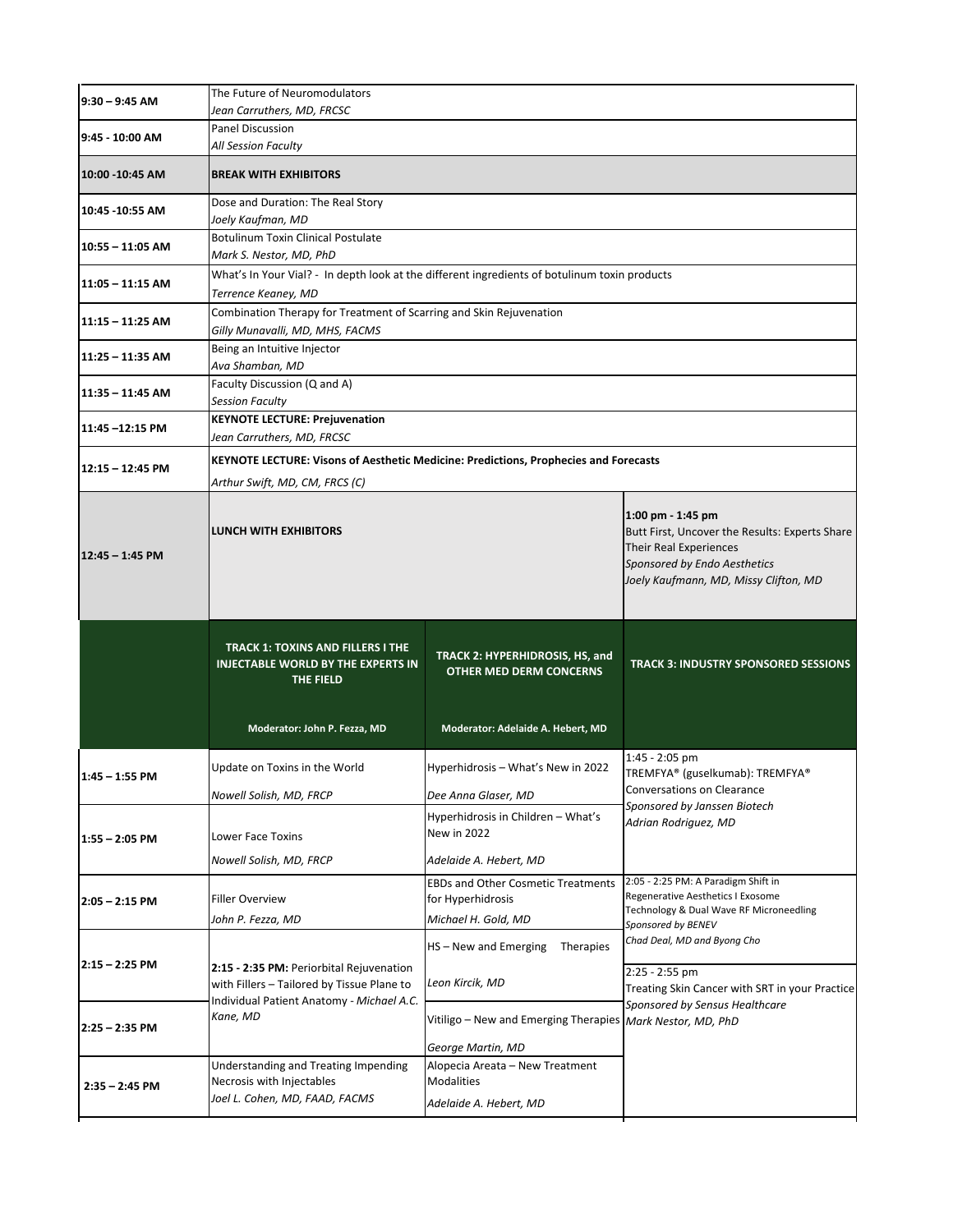| Time | Session | | |
|---|---|---|---|
| 9:30 – 9:45 AM | The Future of Neuromodulators<br>*Jean Carruthers, MD, FRCSC* | | |
| 9:45 - 10:00 AM | Panel Discussion<br>*All Session Faculty* | | |
| 10:00 -10:45 AM | **BREAK WITH EXHIBITORS** | | |
| 10:45 -10:55 AM | Dose and Duration: The Real Story<br>*Joely Kaufman, MD* | | |
| 10:55 – 11:05 AM | Botulinum Toxin Clinical Postulate<br>*Mark S. Nestor, MD, PhD* | | |
| 11:05 – 11:15 AM | What's In Your Vial? - In depth look at the different ingredients of botulinum toxin products<br>*Terrence Keaney, MD* | | |
| 11:15 – 11:25 AM | Combination Therapy for Treatment of Scarring and Skin Rejuvenation<br>*Gilly Munavalli, MD, MHS, FACMS* | | |
| 11:25 – 11:35 AM | Being an Intuitive Injector<br>*Ava Shamban, MD* | | |
| 11:35 – 11:45 AM | Faculty Discussion (Q and A)<br>*Session Faculty* | | |
| 11:45 –12:15 PM | **KEYNOTE LECTURE: Prejuvenation**<br>*Jean Carruthers, MD, FRCSC* | | |
| 12:15 – 12:45 PM | **KEYNOTE LECTURE: Visons of Aesthetic Medicine: Predictions, Prophecies and Forecasts**<br>*Arthur Swift, MD, CM, FRCS (C)* | | |
| 12:45 – 1:45 PM | **LUNCH WITH EXHIBITORS** | | **1:00 pm - 1:45 pm**<br>Butt First, Uncover the Results: Experts Share Their Real Experiences<br>*Sponsored by Endo Aesthetics*<br>*Joely Kaufmann, MD, Missy Clifton, MD* |
| | **TRACK 1: TOXINS AND FILLERS I THE INJECTABLE WORLD BY THE EXPERTS IN THE FIELD**<br><br>**Moderator: John P. Fezza, MD** | **TRACK 2: HYPERHIDROSIS, HS, and OTHER MED DERM CONCERNS**<br><br>**Moderator: Adelaide A. Hebert, MD** | **TRACK 3: INDUSTRY SPONSORED SESSIONS** |
| 1:45 – 1:55 PM | Update on Toxins in the World<br>*Nowell Solish, MD, FRCP* | Hyperhidrosis – What's New in 2022<br>*Dee Anna Glaser, MD* | 1:45 - 2:05 pm<br>TREMFYA® (guselkumab): TREMFYA® Conversations on Clearance<br>*Sponsored by Janssen Biotech*<br>*Adrian Rodriguez, MD* |
| 1:55 – 2:05 PM | Lower Face Toxins<br>*Nowell Solish, MD, FRCP* | Hyperhidrosis in Children – What's New in 2022<br>*Adelaide A. Hebert, MD* | |
| 2:05 – 2:15 PM | Filler Overview<br>*John P. Fezza, MD* | EBDs and Other Cosmetic Treatments for Hyperhidrosis<br>*Michael H. Gold, MD* | 2:05 - 2:25 PM: A Paradigm Shift in Regenerative Aesthetics I Exosome Technology & Dual Wave RF Microneedling<br>*Sponsored by BENEV*<br>*Chad Deal, MD and Byong Cho* |
| 2:15 – 2:25 PM | **2:15 - 2:35 PM:** Periorbital Rejuvenation with Fillers – Tailored by Tissue Plane to Individual Patient Anatomy - *Michael A.C. Kane, MD* | HS – New and Emerging Therapies<br>*Leon Kircik, MD* | |
| 2:25 – 2:35 PM | | Vitiligo – New and Emerging Therapies<br>*George Martin, MD* | 2:25 - 2:55 pm<br>Treating Skin Cancer with SRT in your Practice<br>*Sponsored by Sensus Healthcare*<br>*Mark Nestor, MD, PhD* |
| 2:35 – 2:45 PM | Understanding and Treating Impending Necrosis with Injectables<br>*Joel L. Cohen, MD, FAAD, FACMS* | Alopecia Areata – New Treatment Modalities<br>*Adelaide A. Hebert, MD* | |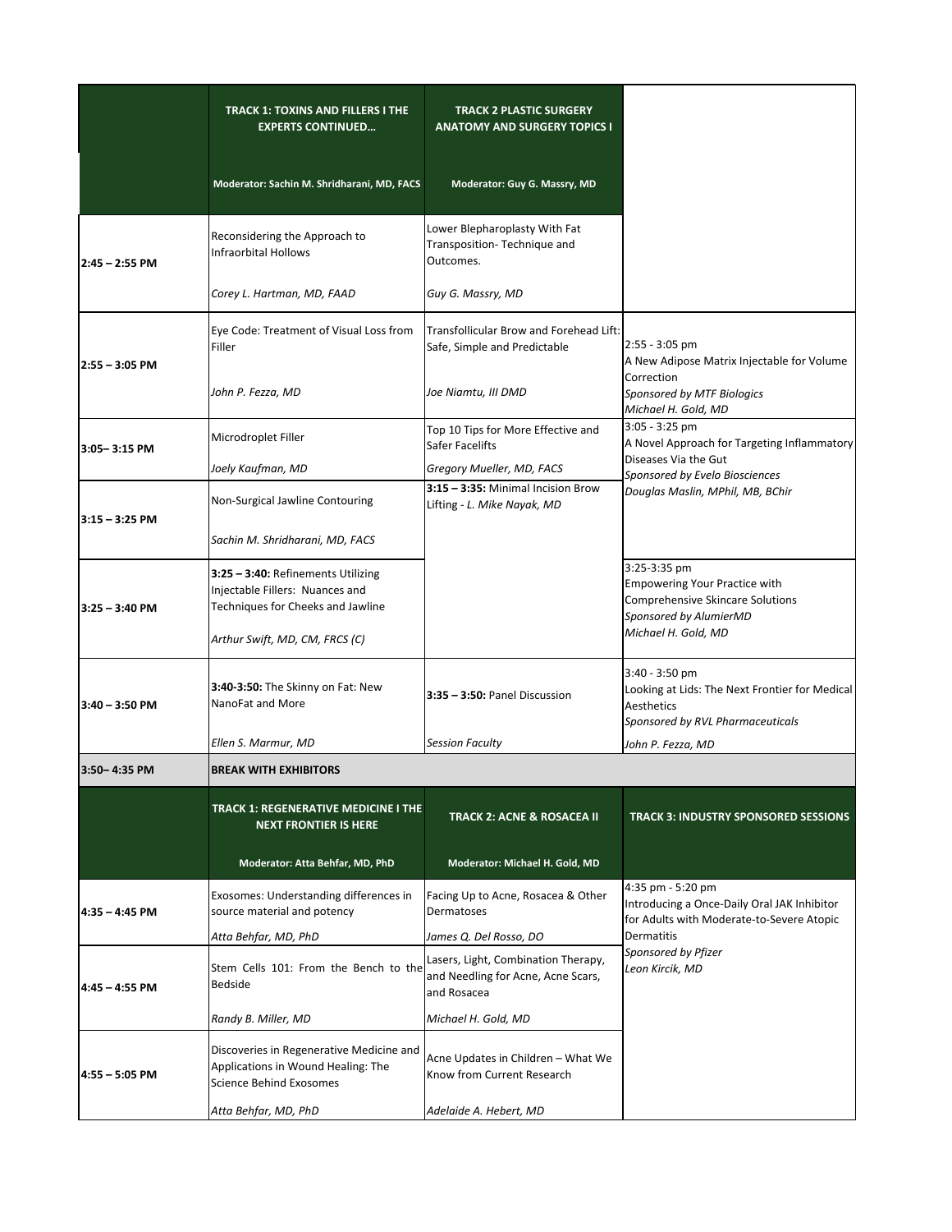| | TRACK 1: TOXINS AND FILLERS I THE EXPERTS CONTINUED… Moderator: Sachin M. Shridharani, MD, FACS | TRACK 2 PLASTIC SURGERY ANATOMY AND SURGERY TOPICS I Moderator: Guy G. Massry, MD | |
|---|---|---|---|
| 2:45 – 2:55 PM | Reconsidering the Approach to Infraorbital Hollows *Corey L. Hartman, MD, FAAD* | Lower Blepharoplasty With Fat Transposition- Technique and Outcomes. *Guy G. Massry, MD* | |
| 2:55 – 3:05 PM | Eye Code: Treatment of Visual Loss from Filler *John P. Fezza, MD* | Transfollicular Brow and Forehead Lift: Safe, Simple and Predictable *Joe Niamtu, III DMD* | 2:55 - 3:05 pm A New Adipose Matrix Injectable for Volume Correction *Sponsored by MTF Biologics* *Michael H. Gold, MD* |
| 3:05– 3:15 PM | Microdroplet Filler *Joely Kaufman, MD* | Top 10 Tips for More Effective and Safer Facelifts *Gregory Mueller, MD, FACS* | 3:05 - 3:25 pm A Novel Approach for Targeting Inflammatory Diseases Via the Gut *Sponsored by Evelo Biosciences* *Douglas Maslin, MPhil, MB, BChir* |
| 3:15 – 3:25 PM | Non-Surgical Jawline Contouring *Sachin M. Shridharani, MD, FACS* | **3:15 – 3:35:** Minimal Incision Brow Lifting - *L. Mike Nayak, MD* | |
| 3:25 – 3:40 PM | **3:25 – 3:40:** Refinements Utilizing Injectable Fillers: Nuances and Techniques for Cheeks and Jawline *Arthur Swift, MD, CM, FRCS (C)* | | 3:25-3:35 pm Empowering Your Practice with Comprehensive Skincare Solutions *Sponsored by AlumierMD* *Michael H. Gold, MD* |
| 3:40 – 3:50 PM | **3:40-3:50:** The Skinny on Fat: New NanoFat and More *Ellen S. Marmur, MD* | **3:35 – 3:50:** Panel Discussion *Session Faculty* | 3:40 - 3:50 pm Looking at Lids: The Next Frontier for Medical Aesthetics *Sponsored by RVL Pharmaceuticals* *John P. Fezza, MD* |
| 3:50– 4:35 PM | **BREAK WITH EXHIBITORS** | | |
| | **TRACK 1: REGENERATIVE MEDICINE I THE NEXT FRONTIER IS HERE** Moderator: Atta Behfar, MD, PhD | **TRACK 2: ACNE & ROSACEA II** Moderator: Michael H. Gold, MD | **TRACK 3: INDUSTRY SPONSORED SESSIONS** |
| 4:35 – 4:45 PM | Exosomes: Understanding differences in source material and potency *Atta Behfar, MD, PhD* | Facing Up to Acne, Rosacea & Other Dermatoses *James Q. Del Rosso, DO* | 4:35 pm - 5:20 pm Introducing a Once-Daily Oral JAK Inhibitor for Adults with Moderate-to-Severe Atopic Dermatitis *Sponsored by Pfizer* *Leon Kircik, MD* |
| 4:45 – 4:55 PM | Stem Cells 101: From the Bench to the Bedside *Randy B. Miller, MD* | Lasers, Light, Combination Therapy, and Needling for Acne, Acne Scars, and Rosacea *Michael H. Gold, MD* | |
| 4:55 – 5:05 PM | Discoveries in Regenerative Medicine and Applications in Wound Healing: The Science Behind Exosomes *Atta Behfar, MD, PhD* | Acne Updates in Children – What We Know from Current Research *Adelaide A. Hebert, MD* | |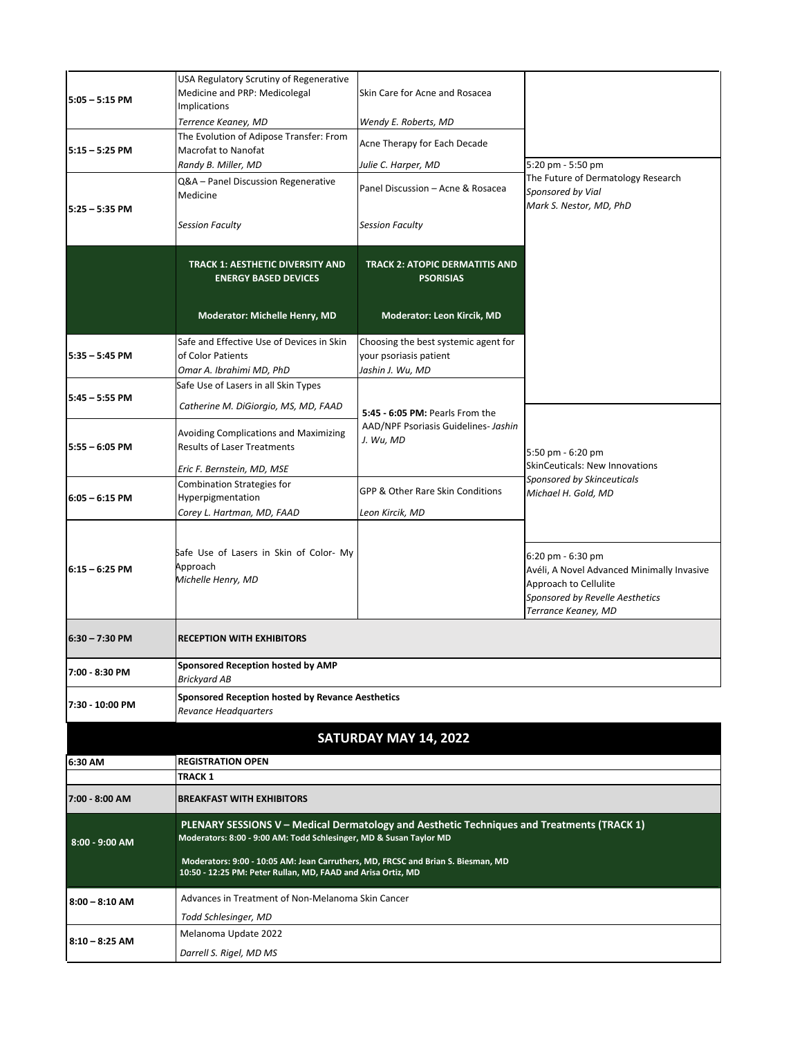| Time | Track 1 | Track 2 | Sponsored |
|---|---|---|---|
| 5:05 – 5:15 PM | USA Regulatory Scrutiny of Regenerative Medicine and PRP: Medicolegal Implications *Terrence Keaney, MD* | Skin Care for Acne and Rosacea *Wendy E. Roberts, MD* | |
| 5:15 – 5:25 PM | The Evolution of Adipose Transfer: From Macrofat to Nanofat *Randy B. Miller, MD* | Acne Therapy for Each Decade *Julie C. Harper, MD* | 5:20 pm - 5:50 pm The Future of Dermatology Research *Sponsored by Vial* *Mark S. Nestor, MD, PhD* |
| 5:25 – 5:35 PM | Q&A – Panel Discussion Regenerative Medicine *Session Faculty* | Panel Discussion – Acne & Rosacea *Session Faculty* | |
| | **TRACK 1: AESTHETIC DIVERSITY AND ENERGY BASED DEVICES** **Moderator: Michelle Henry, MD** | **TRACK 2: ATOPIC DERMATITIS AND PSORISIAS** **Moderator: Leon Kircik, MD** | |
| 5:35 – 5:45 PM | Safe and Effective Use of Devices in Skin of Color Patients *Omar A. Ibrahimi MD, PhD* | Choosing the best systemic agent for your psoriasis patient *Jashin J. Wu, MD* | |
| 5:45 – 5:55 PM | Safe Use of Lasers in all Skin Types *Catherine M. DiGiorgio, MS, MD, FAAD* | **5:45 - 6:05 PM:** Pearls From the AAD/NPF Psoriasis Guidelines- *Jashin J. Wu, MD* | |
| 5:55 – 6:05 PM | Avoiding Complications and Maximizing Results of Laser Treatments *Eric F. Bernstein, MD, MSE* | | 5:50 pm - 6:20 pm SkinCeuticals: New Innovations *Sponsored by Skinceuticals* *Michael H. Gold, MD* |
| 6:05 – 6:15 PM | Combination Strategies for Hyperpigmentation *Corey L. Hartman, MD, FAAD* | GPP & Other Rare Skin Conditions *Leon Kircik, MD* | |
| 6:15 – 6:25 PM | Safe Use of Lasers in Skin of Color- My Approach *Michelle Henry, MD* | | 6:20 pm - 6:30 pm Avéli, A Novel Advanced Minimally Invasive Approach to Cellulite *Sponsored by Revelle Aesthetics* *Terrance Keaney, MD* |
| 6:30 – 7:30 PM | **RECEPTION WITH EXHIBITORS** | | |
| 7:00 - 8:30 PM | **Sponsored Reception hosted by AMP** *Brickyard AB* | | |
| 7:30 - 10:00 PM | **Sponsored Reception hosted by Revance Aesthetics** *Revance Headquarters* | | |

## SATURDAY MAY 14, 2022

| Time | Session |
|---|---|
| 6:30 AM | **REGISTRATION OPEN** |
| | **TRACK 1** |
| 7:00 - 8:00 AM | **BREAKFAST WITH EXHIBITORS** |
| 8:00 - 9:00 AM | **PLENARY SESSIONS V – Medical Dermatology and Aesthetic Techniques and Treatments (TRACK 1)** **Moderators: 8:00 - 9:00 AM: Todd Schlesinger, MD & Susan Taylor MD** **Moderators: 9:00 - 10:05 AM: Jean Carruthers, MD, FRCSC and Brian S. Biesman, MD** **10:50 - 12:25 PM: Peter Rullan, MD, FAAD and Arisa Ortiz, MD** |
| 8:00 – 8:10 AM | Advances in Treatment of Non-Melanoma Skin Cancer *Todd Schlesinger, MD* |
| 8:10 – 8:25 AM | Melanoma Update 2022 *Darrell S. Rigel, MD MS* |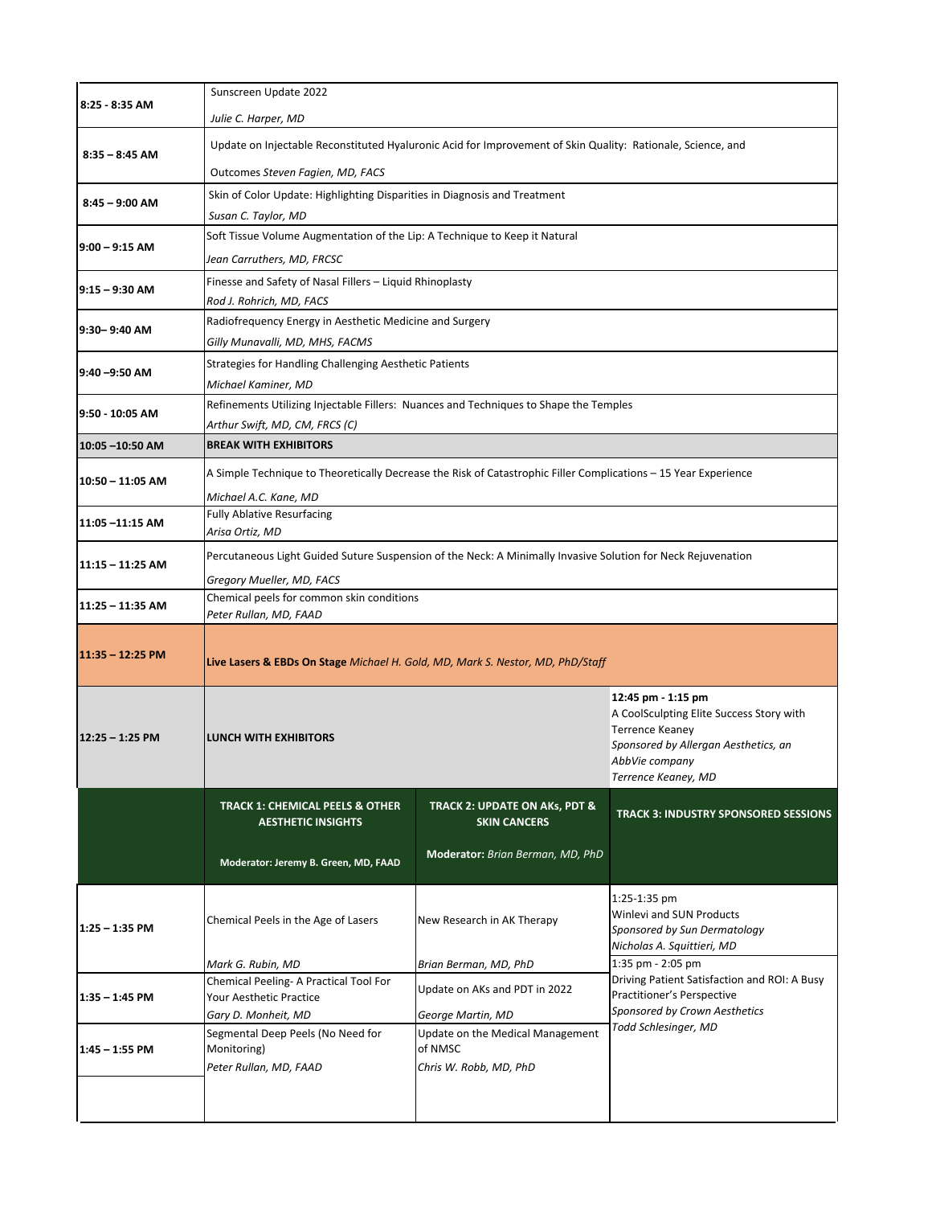| | |
|---|---|
| **8:25 - 8:35 AM** | Sunscreen Update 2022<br>*Julie C. Harper, MD* |
| **8:35 – 8:45 AM** | Update on Injectable Reconstituted Hyaluronic Acid for Improvement of Skin Quality: Rationale, Science, and Outcomes *Steven Fagien, MD, FACS* |
| **8:45 – 9:00 AM** | Skin of Color Update: Highlighting Disparities in Diagnosis and Treatment<br>*Susan C. Taylor, MD* |
| **9:00 – 9:15 AM** | Soft Tissue Volume Augmentation of the Lip: A Technique to Keep it Natural<br>*Jean Carruthers, MD, FRCSC* |
| **9:15 – 9:30 AM** | Finesse and Safety of Nasal Fillers – Liquid Rhinoplasty<br>*Rod J. Rohrich, MD, FACS* |
| **9:30– 9:40 AM** | Radiofrequency Energy in Aesthetic Medicine and Surgery<br>*Gilly Munavalli, MD, MHS, FACMS* |
| **9:40 –9:50 AM** | Strategies for Handling Challenging Aesthetic Patients<br>*Michael Kaminer, MD* |
| **9:50 - 10:05 AM** | Refinements Utilizing Injectable Fillers: Nuances and Techniques to Shape the Temples<br>*Arthur Swift, MD, CM, FRCS (C)* |
| **10:05 –10:50 AM** | **BREAK WITH EXHIBITORS** |
| **10:50 – 11:05 AM** | A Simple Technique to Theoretically Decrease the Risk of Catastrophic Filler Complications – 15 Year Experience<br>*Michael A.C. Kane, MD* |
| **11:05 –11:15 AM** | Fully Ablative Resurfacing<br>*Arisa Ortiz, MD* |
| **11:15 – 11:25 AM** | Percutaneous Light Guided Suture Suspension of the Neck: A Minimally Invasive Solution for Neck Rejuvenation<br>*Gregory Mueller, MD, FACS* |
| **11:25 – 11:35 AM** | Chemical peels for common skin conditions<br>*Peter Rullan, MD, FAAD* |
| **11:35 – 12:25 PM** | **Live Lasers & EBDs On Stage** *Michael H. Gold, MD, Mark S. Nestor, MD, PhD/Staff* |

| | | | |
|---|---|---|---|
| **12:25 – 1:25 PM** | **LUNCH WITH EXHIBITORS** | | **12:45 pm - 1:15 pm**<br>A CoolSculpting Elite Success Story with Terrence Keaney<br>*Sponsored by Allergan Aesthetics, an AbbVie company*<br>*Terrence Keaney, MD* |
| | **TRACK 1: CHEMICAL PEELS & OTHER AESTHETIC INSIGHTS**<br>**Moderator: Jeremy B. Green, MD, FAAD** | **TRACK 2: UPDATE ON AKs, PDT & SKIN CANCERS**<br>**Moderator:** *Brian Berman, MD, PhD* | **TRACK 3: INDUSTRY SPONSORED SESSIONS** |
| **1:25 – 1:35 PM** | Chemical Peels in the Age of Lasers<br>*Mark G. Rubin, MD* | New Research in AK Therapy<br>*Brian Berman, MD, PhD* | 1:25-1:35 pm<br>Winlevi and SUN Products<br>*Sponsored by Sun Dermatology*<br>*Nicholas A. Squittieri, MD* |
| **1:35 – 1:45 PM** | Chemical Peeling- A Practical Tool For Your Aesthetic Practice<br>*Gary D. Monheit, MD* | Update on AKs and PDT in 2022<br>*George Martin, MD* | 1:35 pm - 2:05 pm<br>Driving Patient Satisfaction and ROI: A Busy Practitioner's Perspective<br>*Sponsored by Crown Aesthetics*<br>*Todd Schlesinger, MD* |
| **1:45 – 1:55 PM** | Segmental Deep Peels (No Need for Monitoring)<br>*Peter Rullan, MD, FAAD* | Update on the Medical Management of NMSC<br>*Chris W. Robb, MD, PhD* | |
| | | | |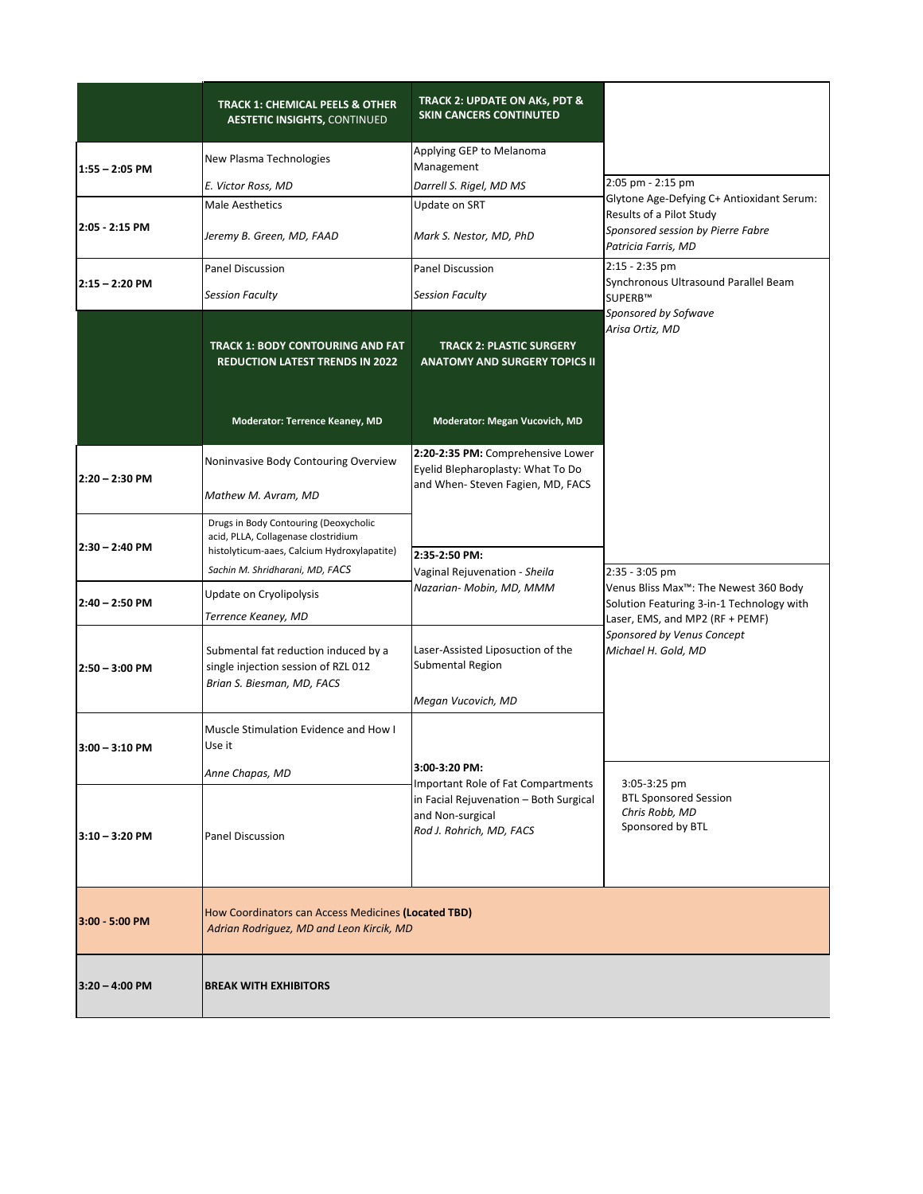| | TRACK 1: CHEMICAL PEELS & OTHER AESTETIC INSIGHTS, CONTINUED | TRACK 2: UPDATE ON AKs, PDT & SKIN CANCERS CONTINUTED | |
|---|---|---|---|
| 1:55 – 2:05 PM | New Plasma Technologies<br>*E. Victor Ross, MD* | Applying GEP to Melanoma Management<br>*Darrell S. Rigel, MD MS* | |
| 2:05 - 2:15 PM | Male Aesthetics<br>*Jeremy B. Green, MD, FAAD* | Update on SRT<br>*Mark S. Nestor, MD, PhD* | 2:05 pm - 2:15 pm<br>Glytone Age-Defying C+ Antioxidant Serum: Results of a Pilot Study<br>*Sponsored session by Pierre Fabre*<br>*Patricia Farris, MD* |
| 2:15 – 2:20 PM | Panel Discussion<br>*Session Faculty* | Panel Discussion<br>*Session Faculty* | 2:15 - 2:35 pm<br>Synchronous Ultrasound Parallel Beam SUPERB™<br>*Sponsored by Sofwave*<br>*Arisa Ortiz, MD* |
| | **TRACK 1: BODY CONTOURING AND FAT REDUCTION LATEST TRENDS IN 2022**<br>**Moderator: Terrence Keaney, MD** | **TRACK 2: PLASTIC SURGERY ANATOMY AND SURGERY TOPICS II**<br>**Moderator: Megan Vucovich, MD** | |
| 2:20 – 2:30 PM | Noninvasive Body Contouring Overview<br>*Mathew M. Avram, MD* | **2:20-2:35 PM:** Comprehensive Lower Eyelid Blepharoplasty: What To Do and When- Steven Fagien, MD, FACS | |
| 2:30 – 2:40 PM | Drugs in Body Contouring (Deoxycholic acid, PLLA, Collagenase clostridium histolyticum-aaes, Calcium Hydroxylapatite)<br>*Sachin M. Shridharani, MD, FACS* | **2:35-2:50 PM:**<br>Vaginal Rejuvenation - *Sheila Nazarian- Mobin, MD, MMM* | 2:35 - 3:05 pm<br>Venus Bliss Max™: The Newest 360 Body Solution Featuring 3-in-1 Technology with Laser, EMS, and MP2 (RF + PEMF)<br>*Sponsored by Venus Concept*<br>*Michael H. Gold, MD* |
| 2:40 – 2:50 PM | Update on Cryolipolysis<br>*Terrence Keaney, MD* | | |
| 2:50 – 3:00 PM | Submental fat reduction induced by a single injection session of RZL 012<br>*Brian S. Biesman, MD, FACS* | Laser-Assisted Liposuction of the Submental Region<br>*Megan Vucovich, MD* | |
| 3:00 – 3:10 PM | Muscle Stimulation Evidence and How I Use it<br>*Anne Chapas, MD* | **3:00-3:20 PM:**<br>Important Role of Fat Compartments in Facial Rejuvenation – Both Surgical and Non-surgical<br>*Rod J. Rohrich, MD, FACS* | |
| 3:10 – 3:20 PM | Panel Discussion | | 3:05-3:25 pm<br>BTL Sponsored Session<br>*Chris Robb, MD*<br>Sponsored by BTL |
| 3:00 - 5:00 PM | How Coordinators can Access Medicines **(Located TBD)**<br>*Adrian Rodriguez, MD and Leon Kircik, MD* | | |
| 3:20 – 4:00 PM | **BREAK WITH EXHIBITORS** | | |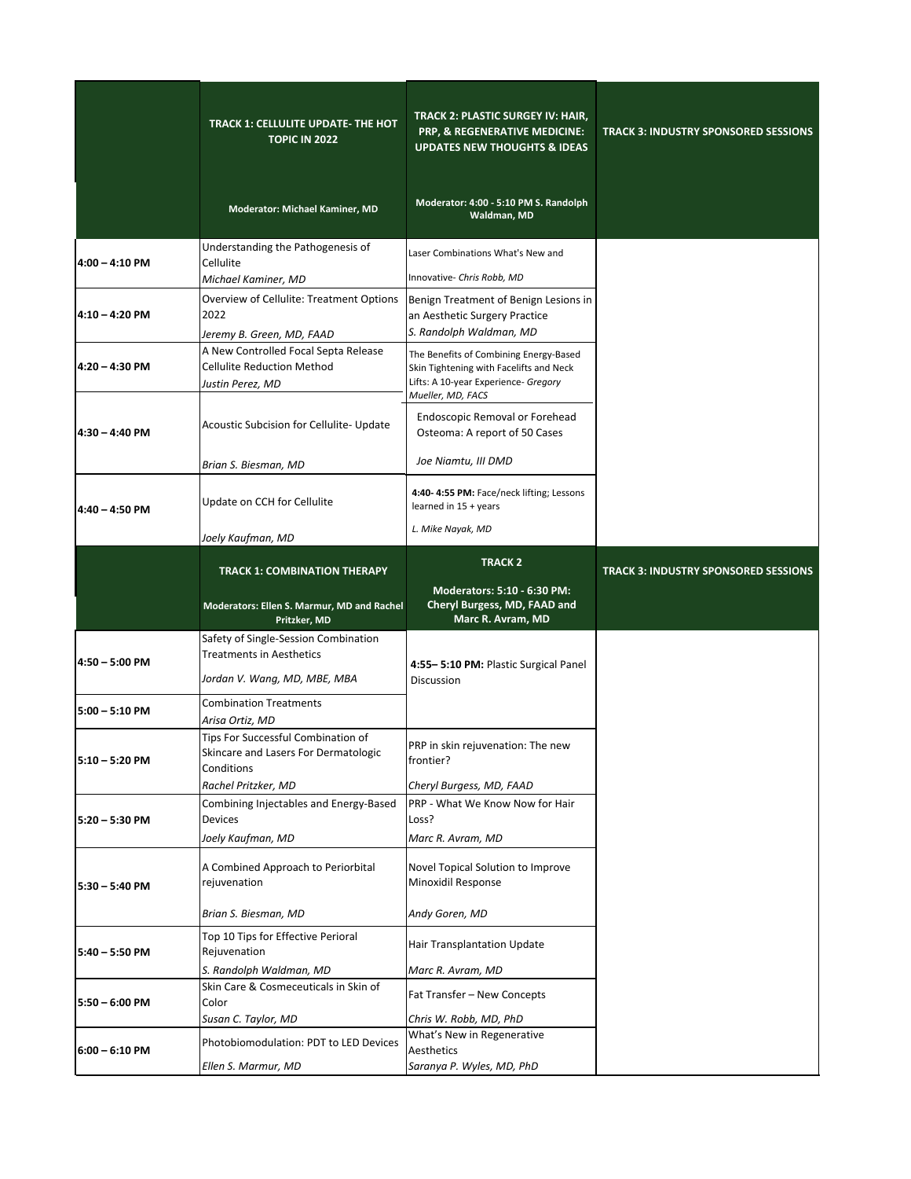| | TRACK 1: CELLULITE UPDATE- THE HOT TOPIC IN 2022<br><br>Moderator: Michael Kaminer, MD | TRACK 2: PLASTIC SURGEY IV: HAIR, PRP, & REGENERATIVE MEDICINE: UPDATES NEW THOUGHTS & IDEAS<br><br>Moderator: 4:00 - 5:10 PM S. Randolph Waldman, MD | TRACK 3: INDUSTRY SPONSORED SESSIONS |
|---|---|---|---|
| 4:00 – 4:10 PM | Understanding the Pathogenesis of Cellulite<br>*Michael Kaminer, MD* | Laser Combinations What's New and Innovative- *Chris Robb, MD* | |
| 4:10 – 4:20 PM | Overview of Cellulite: Treatment Options 2022<br>*Jeremy B. Green, MD, FAAD* | Benign Treatment of Benign Lesions in an Aesthetic Surgery Practice<br>*S. Randolph Waldman, MD* | |
| 4:20 – 4:30 PM | A New Controlled Focal Septa Release Cellulite Reduction Method<br>*Justin Perez, MD* | The Benefits of Combining Energy-Based Skin Tightening with Facelifts and Neck Lifts: A 10-year Experience- *Gregory Mueller, MD, FACS* | |
| 4:30 – 4:40 PM | Acoustic Subcision for Cellulite- Update<br>*Brian S. Biesman, MD* | Endoscopic Removal or Forehead Osteoma: A report of 50 Cases<br>*Joe Niamtu, III DMD* | |
| 4:40 – 4:50 PM | Update on CCH for Cellulite<br>*Joely Kaufman, MD* | **4:40- 4:55 PM:** Face/neck lifting; Lessons learned in 15 + years<br>*L. Mike Nayak, MD* | |
| | **TRACK 1: COMBINATION THERAPY**<br><br>**Moderators: Ellen S. Marmur, MD and Rachel Pritzker, MD** | **TRACK 2**<br><br>**Moderators: 5:10 - 6:30 PM: Cheryl Burgess, MD, FAAD and Marc R. Avram, MD** | **TRACK 3: INDUSTRY SPONSORED SESSIONS** |
| 4:50 – 5:00 PM | Safety of Single-Session Combination Treatments in Aesthetics<br>*Jordan V. Wang, MD, MBE, MBA* | **4:55– 5:10 PM:** Plastic Surgical Panel Discussion | |
| 5:00 – 5:10 PM | Combination Treatments<br>*Arisa Ortiz, MD* | | |
| 5:10 – 5:20 PM | Tips For Successful Combination of Skincare and Lasers For Dermatologic Conditions<br>*Rachel Pritzker, MD* | PRP in skin rejuvenation: The new frontier?<br>*Cheryl Burgess, MD, FAAD* | |
| 5:20 – 5:30 PM | Combining Injectables and Energy-Based Devices<br>*Joely Kaufman, MD* | PRP - What We Know Now for Hair Loss?<br>*Marc R. Avram, MD* | |
| 5:30 – 5:40 PM | A Combined Approach to Periorbital rejuvenation<br>*Brian S. Biesman, MD* | Novel Topical Solution to Improve Minoxidil Response<br>*Andy Goren, MD* | |
| 5:40 – 5:50 PM | Top 10 Tips for Effective Perioral Rejuvenation<br>*S. Randolph Waldman, MD* | Hair Transplantation Update<br>*Marc R. Avram, MD* | |
| 5:50 – 6:00 PM | Skin Care & Cosmeceuticals in Skin of Color<br>*Susan C. Taylor, MD* | Fat Transfer – New Concepts<br>*Chris W. Robb, MD, PhD* | |
| 6:00 – 6:10 PM | Photobiomodulation: PDT to LED Devices<br>*Ellen S. Marmur, MD* | What's New in Regenerative Aesthetics<br>*Saranya P. Wyles, MD, PhD* | |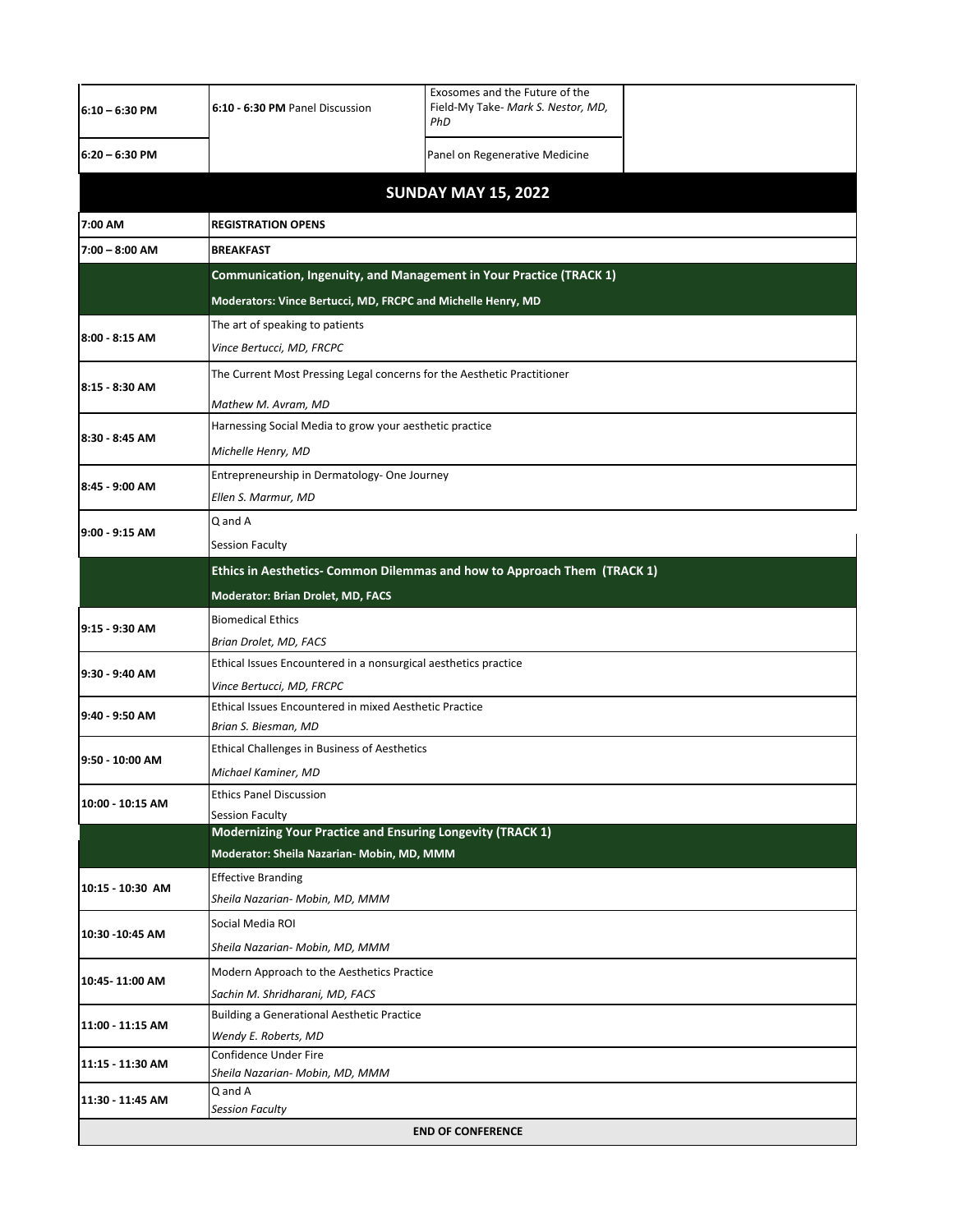| | | | |
|---|---|---|---|
| **6:10 – 6:30 PM** | **6:10 - 6:30 PM** Panel Discussion | Exosomes and the Future of the Field-My Take- *Mark S. Nestor, MD, PhD* | |
| **6:20 – 6:30 PM** | | Panel on Regenerative Medicine | |

## SUNDAY MAY 15, 2022

| | |
|---|---|
| **7:00 AM** | **REGISTRATION OPENS** |
| **7:00 – 8:00 AM** | **BREAKFAST** |
| | **Communication, Ingenuity, and Management in Your Practice (TRACK 1)**<br>**Moderators: Vince Bertucci, MD, FRCPC and Michelle Henry, MD** |
| **8:00 - 8:15 AM** | The art of speaking to patients<br>*Vince Bertucci, MD, FRCPC* |
| **8:15 - 8:30 AM** | The Current Most Pressing Legal concerns for the Aesthetic Practitioner<br>*Mathew M. Avram, MD* |
| **8:30 - 8:45 AM** | Harnessing Social Media to grow your aesthetic practice<br>*Michelle Henry, MD* |
| **8:45 - 9:00 AM** | Entrepreneurship in Dermatology- One Journey<br>*Ellen S. Marmur, MD* |
| **9:00 - 9:15 AM** | Q and A<br>Session Faculty |
| | **Ethics in Aesthetics- Common Dilemmas and how to Approach Them (TRACK 1)**<br>**Moderator: Brian Drolet, MD, FACS** |
| **9:15 - 9:30 AM** | Biomedical Ethics<br>*Brian Drolet, MD, FACS* |
| **9:30 - 9:40 AM** | Ethical Issues Encountered in a nonsurgical aesthetics practice<br>*Vince Bertucci, MD, FRCPC* |
| **9:40 - 9:50 AM** | Ethical Issues Encountered in mixed Aesthetic Practice<br>*Brian S. Biesman, MD* |
| **9:50 - 10:00 AM** | Ethical Challenges in Business of Aesthetics<br>*Michael Kaminer, MD* |
| **10:00 - 10:15 AM** | Ethics Panel Discussion<br>Session Faculty |
| | **Modernizing Your Practice and Ensuring Longevity (TRACK 1)**<br>**Moderator: Sheila Nazarian- Mobin, MD, MMM** |
| **10:15 - 10:30 AM** | Effective Branding<br>*Sheila Nazarian- Mobin, MD, MMM* |
| **10:30 -10:45 AM** | Social Media ROI<br>*Sheila Nazarian- Mobin, MD, MMM* |
| **10:45- 11:00 AM** | Modern Approach to the Aesthetics Practice<br>*Sachin M. Shridharani, MD, FACS* |
| **11:00 - 11:15 AM** | Building a Generational Aesthetic Practice<br>*Wendy E. Roberts, MD* |
| **11:15 - 11:30 AM** | Confidence Under Fire<br>*Sheila Nazarian- Mobin, MD, MMM* |
| **11:30 - 11:45 AM** | Q and A<br>*Session Faculty* |

**END OF CONFERENCE**